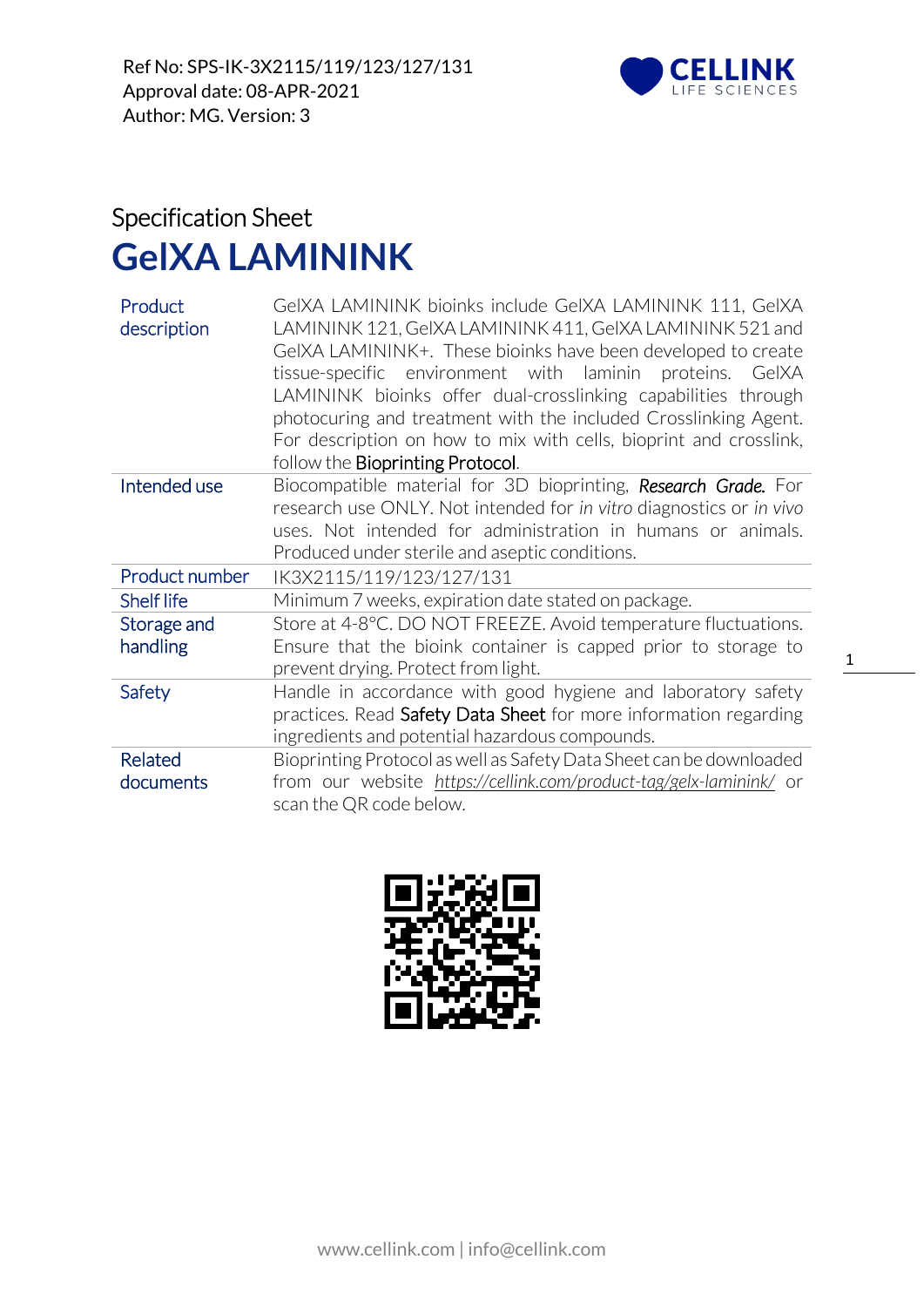Ref No: SPS-IK-3X2115/119/123/127/131
Approval date: 08-APR-2021
Author: MG. Version: 3

# Specification Sheet

# GelXA LAMININK

| | |
|---|---|
| Product description | GelXA LAMININK bioinks include GelXA LAMININK 111, GelXA LAMININK 121, GelXA LAMININK 411, GelXA LAMININK 521 and GelXA LAMININK+. These bioinks have been developed to create tissue-specific environment with laminin proteins. GelXA LAMININK bioinks offer dual-crosslinking capabilities through photocuring and treatment with the included Crosslinking Agent. For description on how to mix with cells, bioprint and crosslink, follow the Bioprinting Protocol. |
| Intended use | Biocompatible material for 3D bioprinting, ***Research Grade.*** For research use ONLY. Not intended for *in vitro* diagnostics or *in vivo* uses. Not intended for administration in humans or animals. Produced under sterile and aseptic conditions. |
| Product number | IK3X2115/119/123/127/131 |
| Shelf life | Minimum 7 weeks, expiration date stated on package. |
| Storage and handling | Store at 4-8°C. DO NOT FREEZE. Avoid temperature fluctuations. Ensure that the bioink container is capped prior to storage to prevent drying. Protect from light. |
| Safety | Handle in accordance with good hygiene and laboratory safety practices. Read Safety Data Sheet for more information regarding ingredients and potential hazardous compounds. |
| Related documents | Bioprinting Protocol as well as Safety Data Sheet can be downloaded from our website *https://cellink.com/product-tag/gelx-laminink/* or scan the QR code below. |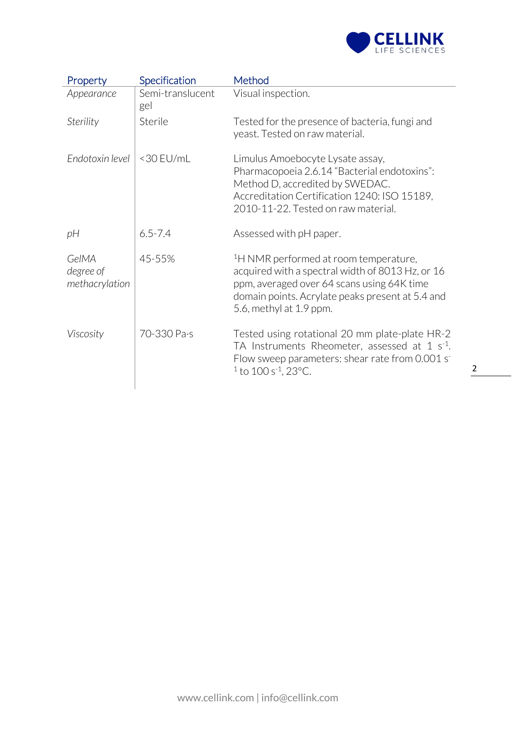| Property | Specification | Method |
|---|---|---|
| *Appearance* | Semi-translucent gel | Visual inspection. |
| *Sterility* | Sterile | Tested for the presence of bacteria, fungi and yeast. Tested on raw material. |
| *Endotoxin level* | <30 EU/mL | Limulus Amoebocyte Lysate assay, Pharmacopoeia 2.6.14 "Bacterial endotoxins": Method D, accredited by SWEDAC. Accreditation Certification 1240: ISO 15189, 2010-11-22. Tested on raw material. |
| *pH* | 6.5-7.4 | Assessed with pH paper. |
| *GelMA degree of methacrylation* | 45-55% | $^1$H NMR performed at room temperature, acquired with a spectral width of 8013 Hz, or 16 ppm, averaged over 64 scans using 64K time domain points. Acrylate peaks present at 5.4 and 5.6, methyl at 1.9 ppm. |
| *Viscosity* | 70-330 Pa·s | Tested using rotational 20 mm plate-plate HR-2 TA Instruments Rheometer, assessed at 1 $s^{-1}$. Flow sweep parameters: shear rate from 0.001 $s^{-1}$ to 100 $s^{-1}$, 23°C. |